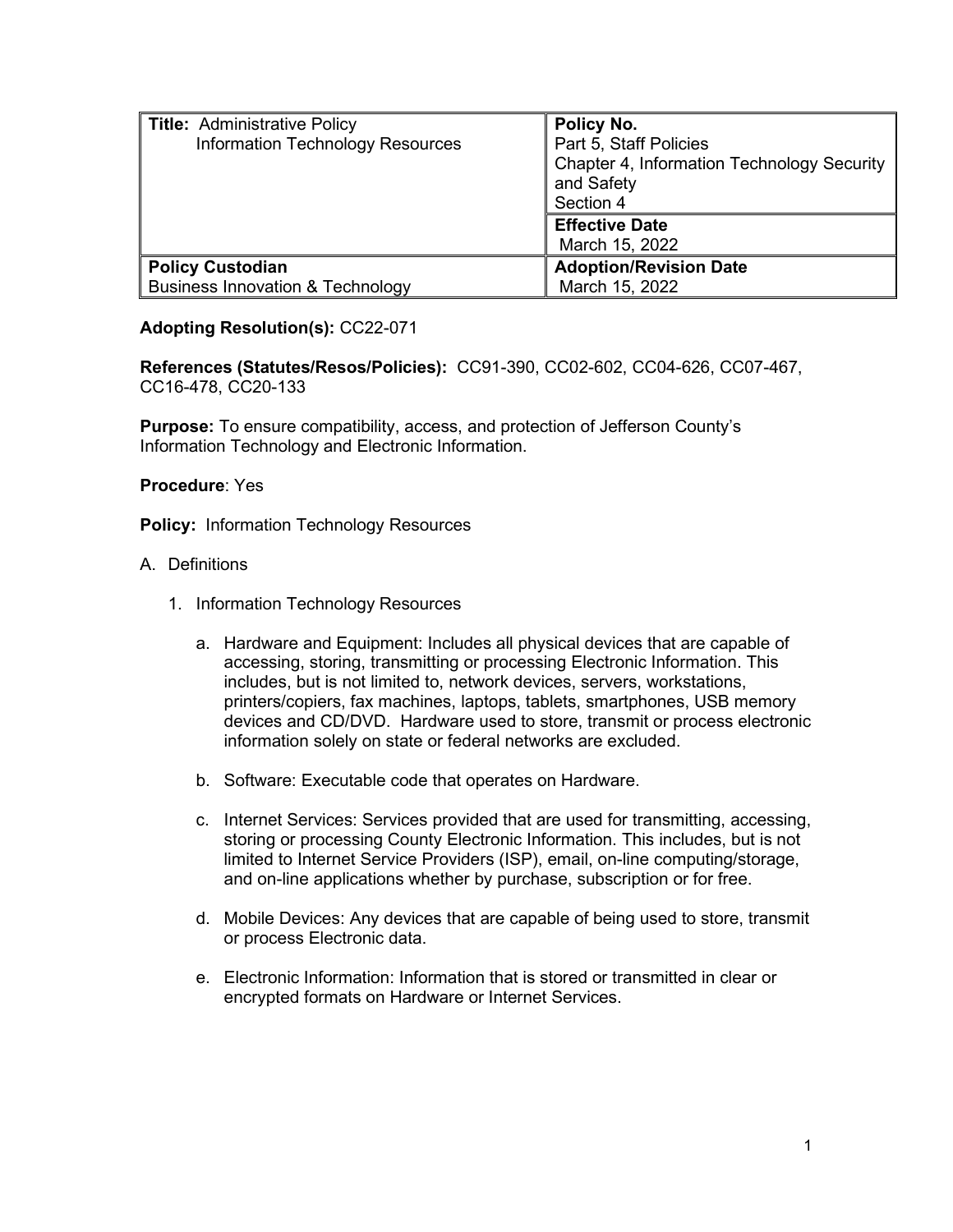| **Title:** Administrative Policy<br>Information Technology Resources | **Policy No.**<br>Part 5, Staff Policies<br>Chapter 4, Information Technology Security and Safety<br>Section 4 |
| --- | --- |
| | **Effective Date**<br>March 15, 2022 |
| **Policy Custodian**<br>Business Innovation & Technology | **Adoption/Revision Date**<br>March 15, 2022 |

**Adopting Resolution(s):** CC22-071

**References (Statutes/Resos/Policies):** CC91-390, CC02-602, CC04-626, CC07-467, CC16-478, CC20-133

**Purpose:** To ensure compatibility, access, and protection of Jefferson County's Information Technology and Electronic Information.

**Procedure**: Yes

**Policy:** Information Technology Resources

A. Definitions

1. Information Technology Resources

   a. Hardware and Equipment: Includes all physical devices that are capable of accessing, storing, transmitting or processing Electronic Information. This includes, but is not limited to, network devices, servers, workstations, printers/copiers, fax machines, laptops, tablets, smartphones, USB memory devices and CD/DVD. Hardware used to store, transmit or process electronic information solely on state or federal networks are excluded.

   b. Software: Executable code that operates on Hardware.

   c. Internet Services: Services provided that are used for transmitting, accessing, storing or processing County Electronic Information. This includes, but is not limited to Internet Service Providers (ISP), email, on-line computing/storage, and on-line applications whether by purchase, subscription or for free.

   d. Mobile Devices: Any devices that are capable of being used to store, transmit or process Electronic data.

   e. Electronic Information: Information that is stored or transmitted in clear or encrypted formats on Hardware or Internet Services.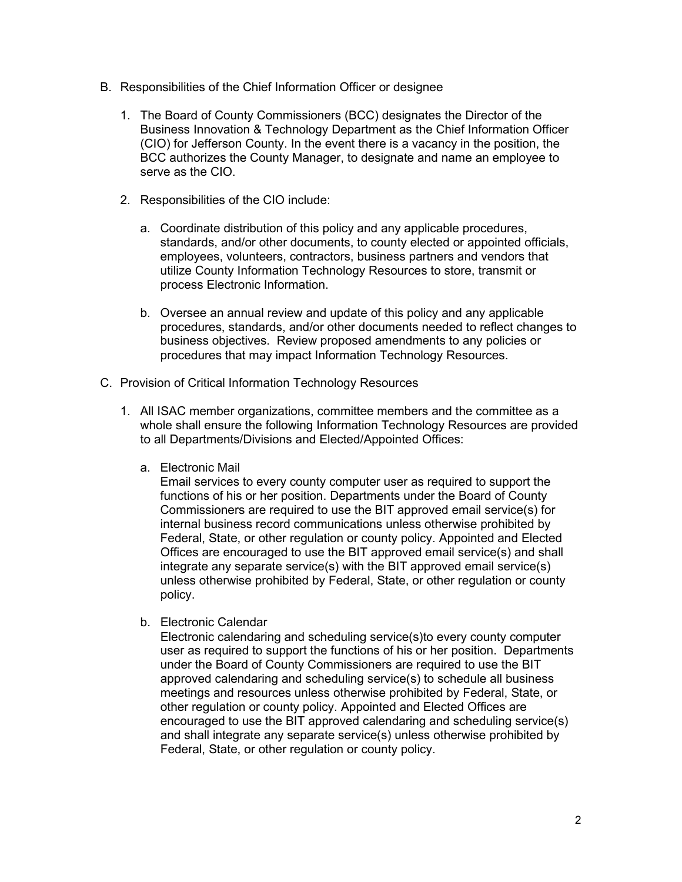B. Responsibilities of the Chief Information Officer or designee

   1. The Board of County Commissioners (BCC) designates the Director of the Business Innovation & Technology Department as the Chief Information Officer (CIO) for Jefferson County. In the event there is a vacancy in the position, the BCC authorizes the County Manager, to designate and name an employee to serve as the CIO.

   2. Responsibilities of the CIO include:

      a. Coordinate distribution of this policy and any applicable procedures, standards, and/or other documents, to county elected or appointed officials, employees, volunteers, contractors, business partners and vendors that utilize County Information Technology Resources to store, transmit or process Electronic Information.

      b. Oversee an annual review and update of this policy and any applicable procedures, standards, and/or other documents needed to reflect changes to business objectives. Review proposed amendments to any policies or procedures that may impact Information Technology Resources.

C. Provision of Critical Information Technology Resources

   1. All ISAC member organizations, committee members and the committee as a whole shall ensure the following Information Technology Resources are provided to all Departments/Divisions and Elected/Appointed Offices:

      a. Electronic Mail
         Email services to every county computer user as required to support the functions of his or her position. Departments under the Board of County Commissioners are required to use the BIT approved email service(s) for internal business record communications unless otherwise prohibited by Federal, State, or other regulation or county policy. Appointed and Elected Offices are encouraged to use the BIT approved email service(s) and shall integrate any separate service(s) with the BIT approved email service(s) unless otherwise prohibited by Federal, State, or other regulation or county policy.

      b. Electronic Calendar
         Electronic calendaring and scheduling service(s)to every county computer user as required to support the functions of his or her position. Departments under the Board of County Commissioners are required to use the BIT approved calendaring and scheduling service(s) to schedule all business meetings and resources unless otherwise prohibited by Federal, State, or other regulation or county policy. Appointed and Elected Offices are encouraged to use the BIT approved calendaring and scheduling service(s) and shall integrate any separate service(s) unless otherwise prohibited by Federal, State, or other regulation or county policy.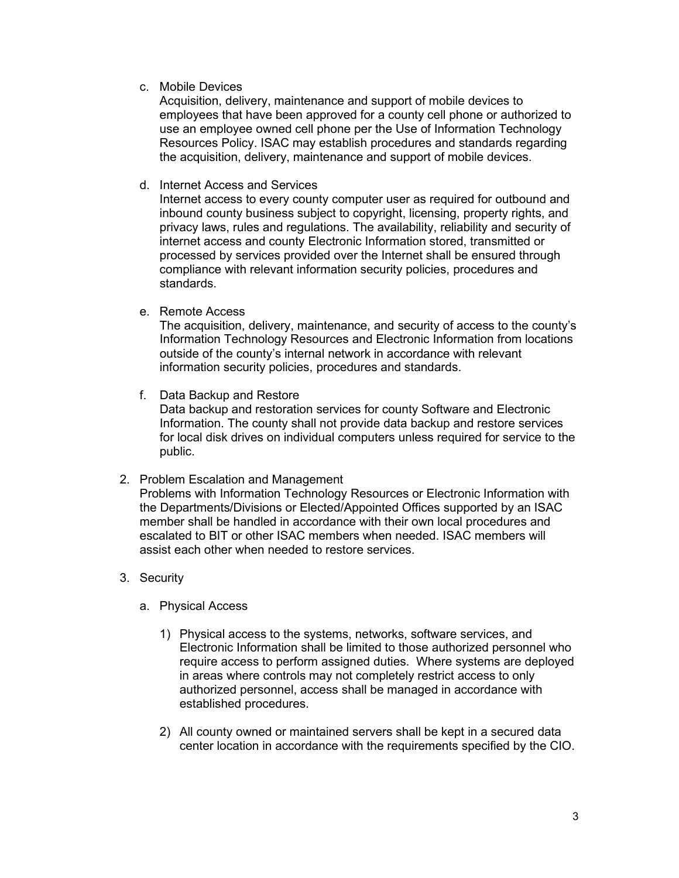c. Mobile Devices
   Acquisition, delivery, maintenance and support of mobile devices to employees that have been approved for a county cell phone or authorized to use an employee owned cell phone per the Use of Information Technology Resources Policy. ISAC may establish procedures and standards regarding the acquisition, delivery, maintenance and support of mobile devices.

d. Internet Access and Services
   Internet access to every county computer user as required for outbound and inbound county business subject to copyright, licensing, property rights, and privacy laws, rules and regulations. The availability, reliability and security of internet access and county Electronic Information stored, transmitted or processed by services provided over the Internet shall be ensured through compliance with relevant information security policies, procedures and standards.

e. Remote Access
   The acquisition, delivery, maintenance, and security of access to the county's Information Technology Resources and Electronic Information from locations outside of the county's internal network in accordance with relevant information security policies, procedures and standards.

f. Data Backup and Restore
   Data backup and restoration services for county Software and Electronic Information. The county shall not provide data backup and restore services for local disk drives on individual computers unless required for service to the public.

2. Problem Escalation and Management
   Problems with Information Technology Resources or Electronic Information with the Departments/Divisions or Elected/Appointed Offices supported by an ISAC member shall be handled in accordance with their own local procedures and escalated to BIT or other ISAC members when needed. ISAC members will assist each other when needed to restore services.

3. Security

   a. Physical Access

      1) Physical access to the systems, networks, software services, and Electronic Information shall be limited to those authorized personnel who require access to perform assigned duties. Where systems are deployed in areas where controls may not completely restrict access to only authorized personnel, access shall be managed in accordance with established procedures.

      2) All county owned or maintained servers shall be kept in a secured data center location in accordance with the requirements specified by the CIO.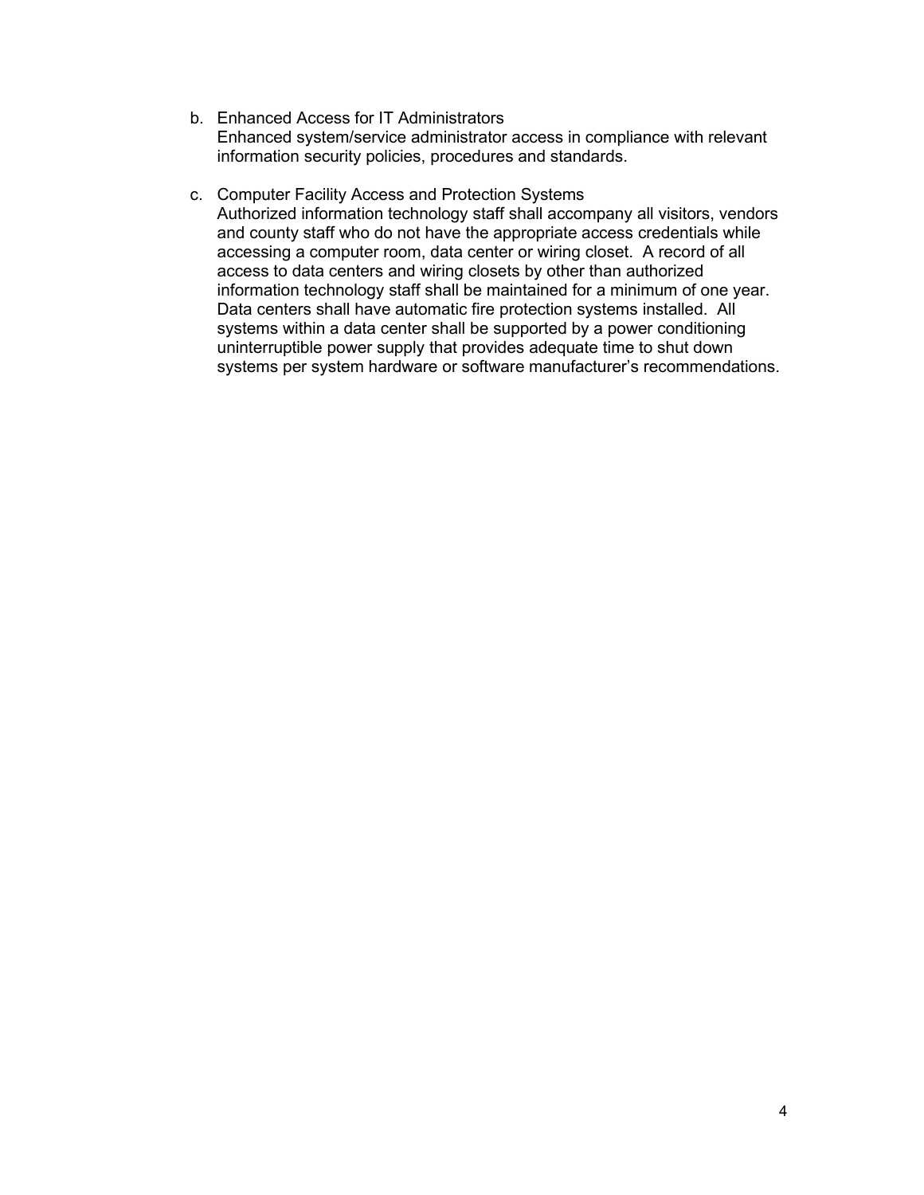b. Enhanced Access for IT Administrators
   Enhanced system/service administrator access in compliance with relevant information security policies, procedures and standards.

c. Computer Facility Access and Protection Systems
   Authorized information technology staff shall accompany all visitors, vendors and county staff who do not have the appropriate access credentials while accessing a computer room, data center or wiring closet. A record of all access to data centers and wiring closets by other than authorized information technology staff shall be maintained for a minimum of one year. Data centers shall have automatic fire protection systems installed. All systems within a data center shall be supported by a power conditioning uninterruptible power supply that provides adequate time to shut down systems per system hardware or software manufacturer's recommendations.